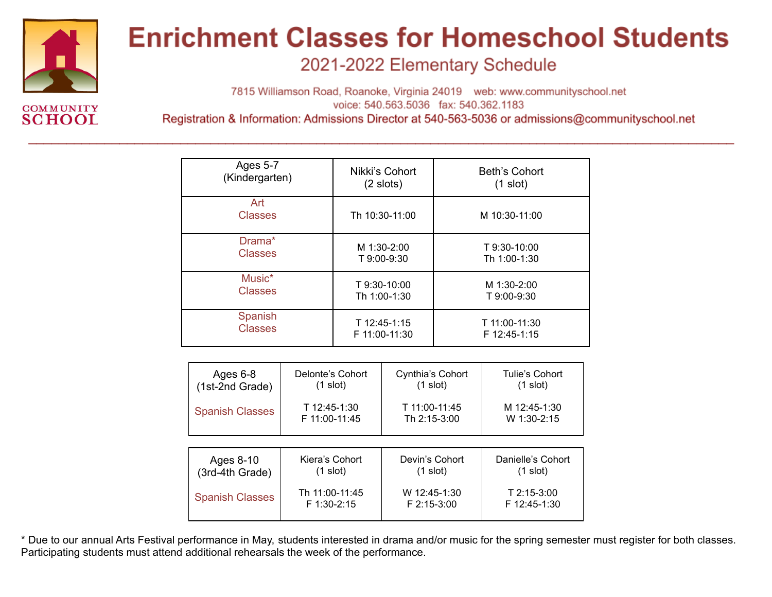# Enrichment Classes for Homeschool Students

## 2021-2022 Elementary Schedule

COMMUNITY SCHOOL

7815 Williamson Road, Roanoke, Virginia 24019 web: www.communityschool.net
voice: 540.563.5036 fax: 540.362.1183
Registration & Information: Admissions Director at 540-563-5036 or admissions@communityschool.net

| Ages 5-7 (Kindergarten) | Nikki's Cohort (2 slots) | Beth's Cohort (1 slot) |
|---|---|---|
| Art Classes | Th 10:30-11:00 | M 10:30-11:00 |
| Drama* Classes | M 1:30-2:00<br>T 9:00-9:30 | T 9:30-10:00<br>Th 1:00-1:30 |
| Music* Classes | T 9:30-10:00<br>Th 1:00-1:30 | M 1:30-2:00<br>T 9:00-9:30 |
| Spanish Classes | T 12:45-1:15<br>F 11:00-11:30 | T 11:00-11:30<br>F 12:45-1:15 |

| Ages 6-8 (1st-2nd Grade) | Delonte's Cohort (1 slot) | Cynthia's Cohort (1 slot) | Tulie's Cohort (1 slot) |
|---|---|---|---|
| Spanish Classes | T 12:45-1:30<br>F 11:00-11:45 | T 11:00-11:45<br>Th 2:15-3:00 | M 12:45-1:30<br>W 1:30-2:15 |

| Ages 8-10 (3rd-4th Grade) | Kiera's Cohort (1 slot) | Devin's Cohort (1 slot) | Danielle's Cohort (1 slot) |
|---|---|---|---|
| Spanish Classes | Th 11:00-11:45<br>F 1:30-2:15 | W 12:45-1:30<br>F 2:15-3:00 | T 2:15-3:00<br>F 12:45-1:30 |

* Due to our annual Arts Festival performance in May, students interested in drama and/or music for the spring semester must register for both classes. Participating students must attend additional rehearsals the week of the performance.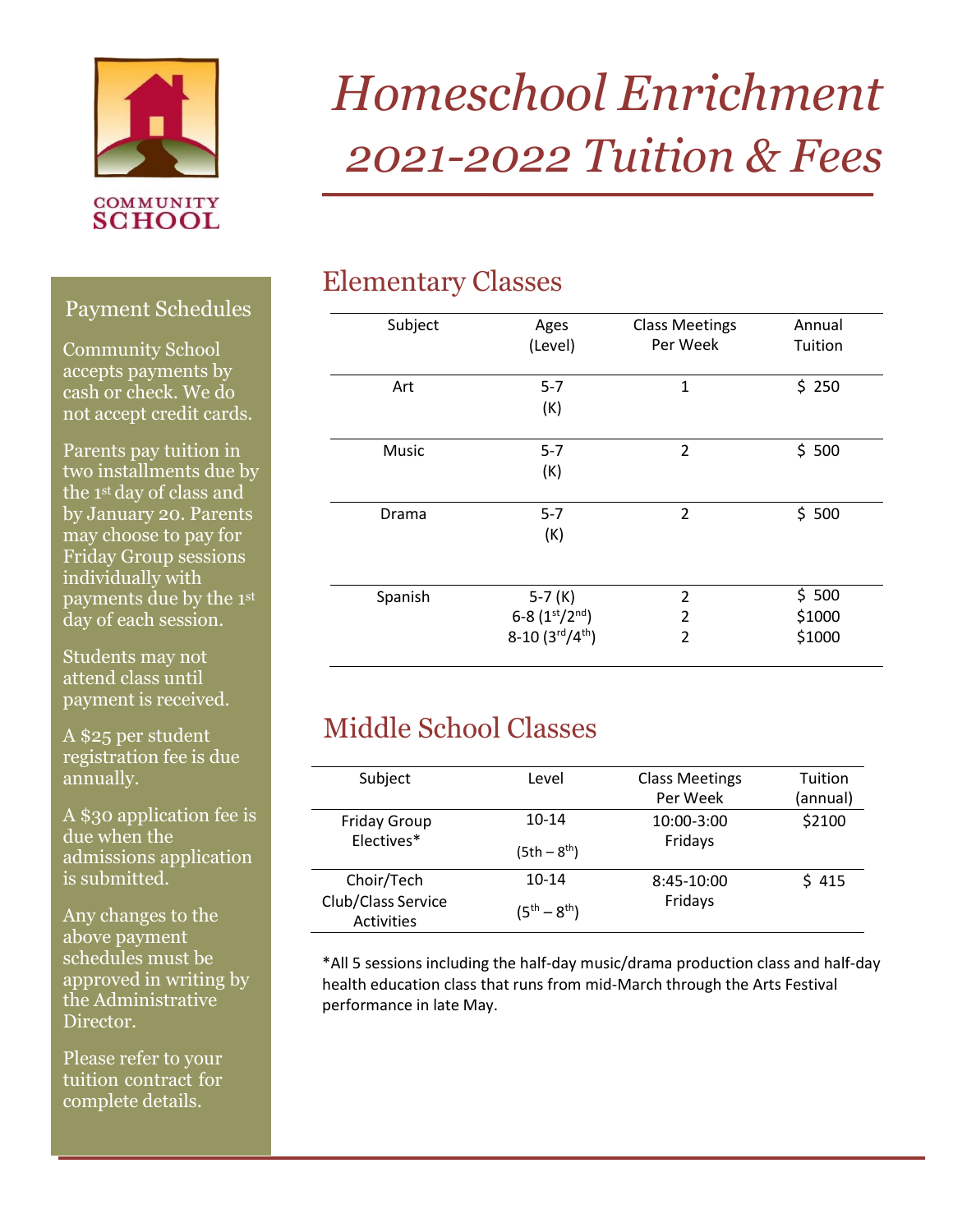COMMUNITY SCHOOL

# Homeschool Enrichment 2021-2022 Tuition & Fees

## Elementary Classes

| Subject | Ages (Level) | Class Meetings Per Week | Annual Tuition |
|---|---|---|---|
| Art | 5-7 (K) | 1 | $ 250 |
| Music | 5-7 (K) | 2 | $ 500 |
| Drama | 5-7 (K) | 2 | $ 500 |
| Spanish | 5-7 (K)<br>6-8 (1st/2nd)<br>8-10 (3rd/4th) | 2<br>2<br>2 | $ 500<br>$1000<br>$1000 |

## Middle School Classes

| Subject | Level | Class Meetings Per Week | Tuition (annual) |
|---|---|---|---|
| Friday Group Electives* | 10-14 (5th – 8th) | 10:00-3:00 Fridays | $2100 |
| Choir/Tech Club/Class Service Activities | 10-14 (5th – 8th) | 8:45-10:00 Fridays | $ 415 |

*All 5 sessions including the half-day music/drama production class and half-day health education class that runs from mid-March through the Arts Festival performance in late May.

## Payment Schedules

Community School accepts payments by cash or check. We do not accept credit cards.

Parents pay tuition in two installments due by the 1st day of class and by January 20. Parents may choose to pay for Friday Group sessions individually with payments due by the 1st day of each session.

Students may not attend class until payment is received.

A $25 per student registration fee is due annually.

A $30 application fee is due when the admissions application is submitted.

Any changes to the above payment schedules must be approved in writing by the Administrative Director.

Please refer to your tuition contract for complete details.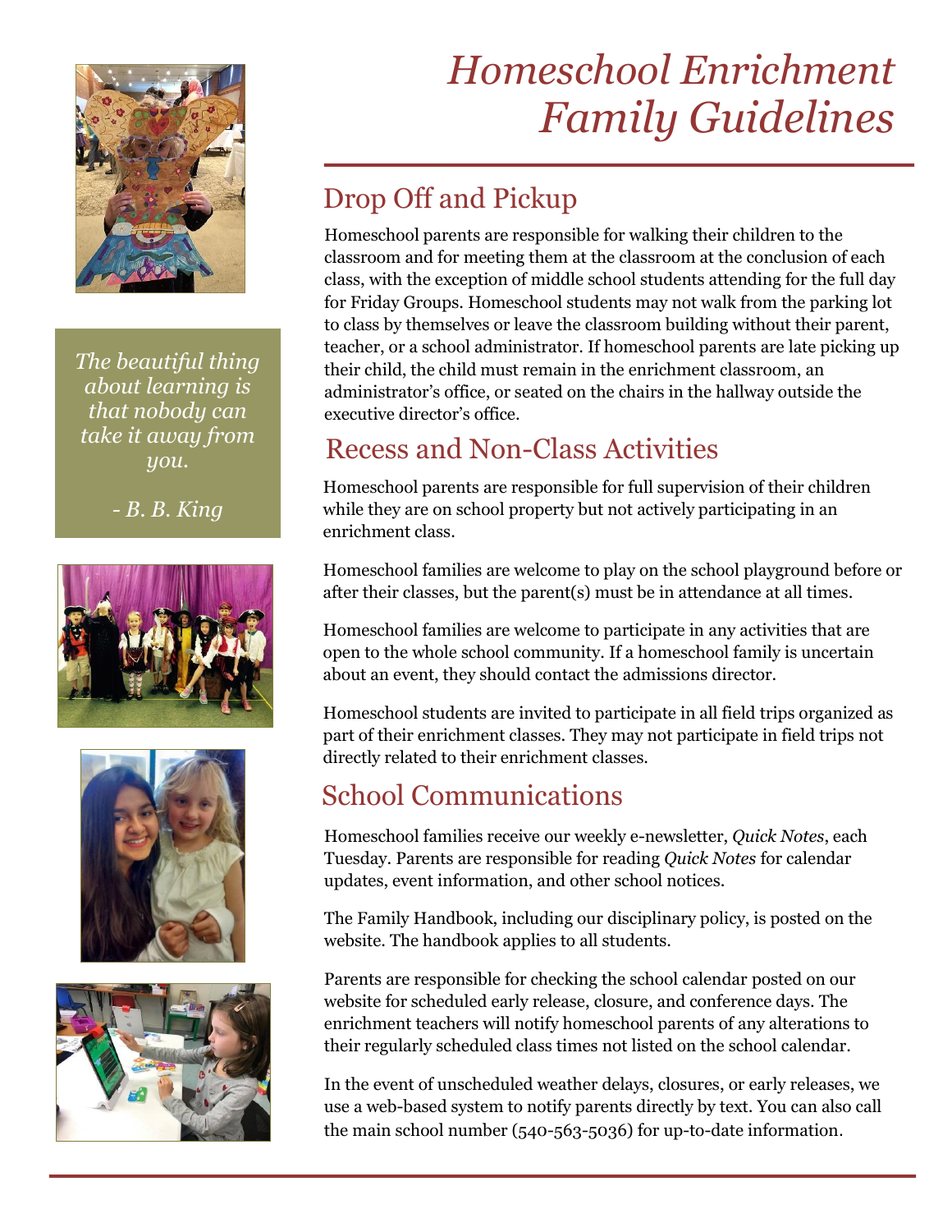# Homeschool Enrichment Family Guidelines

> *The beautiful thing about learning is that nobody can take it away from you.*
>
> *- B. B. King*

## Drop Off and Pickup

Homeschool parents are responsible for walking their children to the classroom and for meeting them at the classroom at the conclusion of each class, with the exception of middle school students attending for the full day for Friday Groups. Homeschool students may not walk from the parking lot to class by themselves or leave the classroom building without their parent, teacher, or a school administrator. If homeschool parents are late picking up their child, the child must remain in the enrichment classroom, an administrator's office, or seated on the chairs in the hallway outside the executive director's office.

## Recess and Non-Class Activities

Homeschool parents are responsible for full supervision of their children while they are on school property but not actively participating in an enrichment class.

Homeschool families are welcome to play on the school playground before or after their classes, but the parent(s) must be in attendance at all times.

Homeschool families are welcome to participate in any activities that are open to the whole school community. If a homeschool family is uncertain about an event, they should contact the admissions director.

Homeschool students are invited to participate in all field trips organized as part of their enrichment classes. They may not participate in field trips not directly related to their enrichment classes.

## School Communications

Homeschool families receive our weekly e-newsletter, *Quick Notes*, each Tuesday. Parents are responsible for reading *Quick Notes* for calendar updates, event information, and other school notices.

The Family Handbook, including our disciplinary policy, is posted on the website. The handbook applies to all students.

Parents are responsible for checking the school calendar posted on our website for scheduled early release, closure, and conference days. The enrichment teachers will notify homeschool parents of any alterations to their regularly scheduled class times not listed on the school calendar.

In the event of unscheduled weather delays, closures, or early releases, we use a web-based system to notify parents directly by text. You can also call the main school number (540-563-5036) for up-to-date information.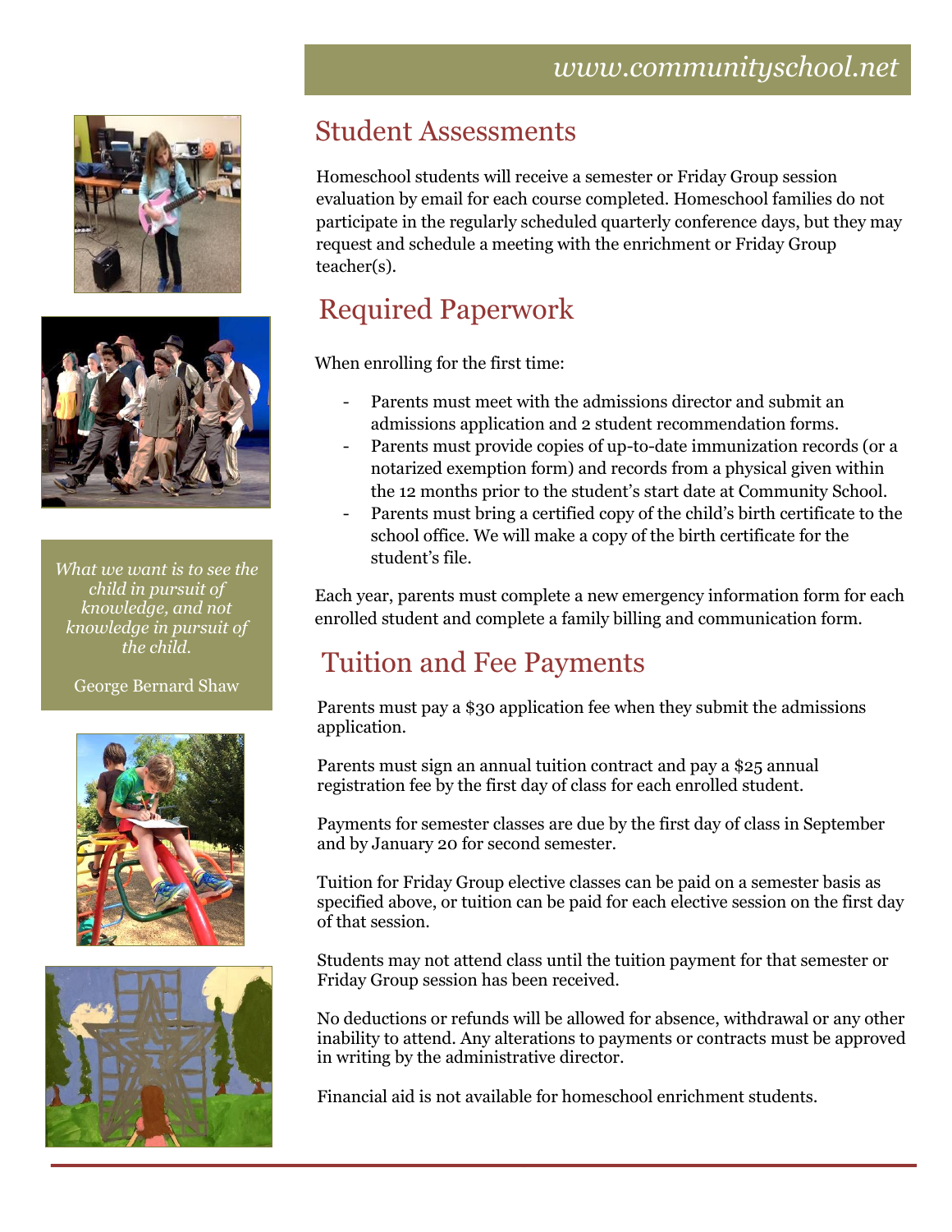www.communityschool.net

*What we want is to see the child in pursuit of knowledge, and not knowledge in pursuit of the child.*

George Bernard Shaw

## Student Assessments

Homeschool students will receive a semester or Friday Group session evaluation by email for each course completed. Homeschool families do not participate in the regularly scheduled quarterly conference days, but they may request and schedule a meeting with the enrichment or Friday Group teacher(s).

## Required Paperwork

When enrolling for the first time:

- Parents must meet with the admissions director and submit an admissions application and 2 student recommendation forms.
- Parents must provide copies of up-to-date immunization records (or a notarized exemption form) and records from a physical given within the 12 months prior to the student's start date at Community School.
- Parents must bring a certified copy of the child's birth certificate to the school office. We will make a copy of the birth certificate for the student's file.

Each year, parents must complete a new emergency information form for each enrolled student and complete a family billing and communication form.

## Tuition and Fee Payments

Parents must pay a $30 application fee when they submit the admissions application.

Parents must sign an annual tuition contract and pay a $25 annual registration fee by the first day of class for each enrolled student.

Payments for semester classes are due by the first day of class in September and by January 20 for second semester.

Tuition for Friday Group elective classes can be paid on a semester basis as specified above, or tuition can be paid for each elective session on the first day of that session.

Students may not attend class until the tuition payment for that semester or Friday Group session has been received.

No deductions or refunds will be allowed for absence, withdrawal or any other inability to attend. Any alterations to payments or contracts must be approved in writing by the administrative director.

Financial aid is not available for homeschool enrichment students.